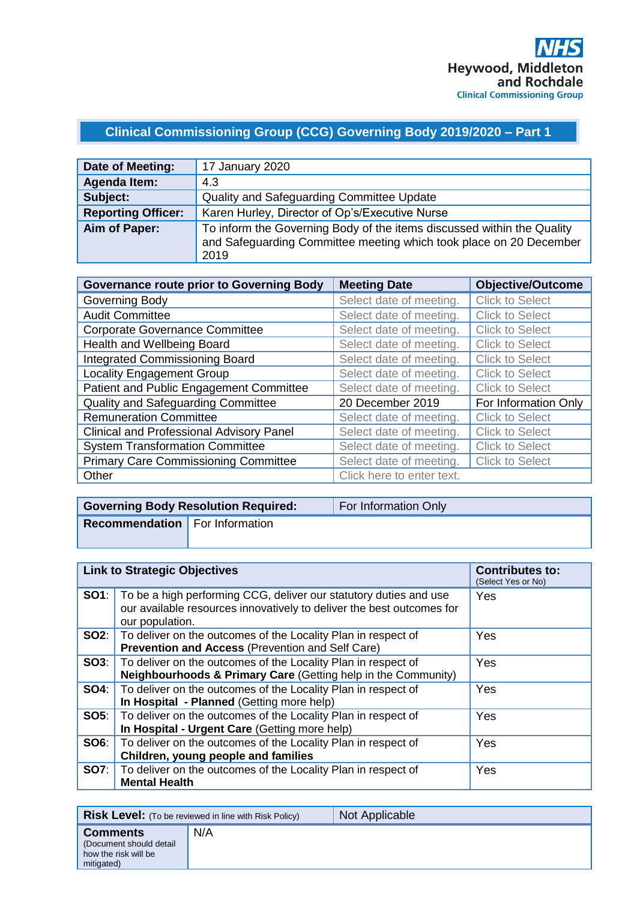NHS
Heywood, Middleton and Rochdale
Clinical Commissioning Group

# Clinical Commissioning Group (CCG) Governing Body 2019/2020 – Part 1

| | |
|---|---|
| **Date of Meeting:** | 17 January 2020 |
| **Agenda Item:** | 4.3 |
| **Subject:** | Quality and Safeguarding Committee Update |
| **Reporting Officer:** | Karen Hurley, Director of Op's/Executive Nurse |
| **Aim of Paper:** | To inform the Governing Body of the items discussed within the Quality and Safeguarding Committee meeting which took place on 20 December 2019 |

| Governance route prior to Governing Body | Meeting Date | Objective/Outcome |
|---|---|---|
| Governing Body | Select date of meeting. | Click to Select |
| Audit Committee | Select date of meeting. | Click to Select |
| Corporate Governance Committee | Select date of meeting. | Click to Select |
| Health and Wellbeing Board | Select date of meeting. | Click to Select |
| Integrated Commissioning Board | Select date of meeting. | Click to Select |
| Locality Engagement Group | Select date of meeting. | Click to Select |
| Patient and Public Engagement Committee | Select date of meeting. | Click to Select |
| Quality and Safeguarding Committee | 20 December 2019 | For Information Only |
| Remuneration Committee | Select date of meeting. | Click to Select |
| Clinical and Professional Advisory Panel | Select date of meeting. | Click to Select |
| System Transformation Committee | Select date of meeting. | Click to Select |
| Primary Care Commissioning Committee | Select date of meeting. | Click to Select |
| Other | Click here to enter text. | |

| | |
|---|---|
| **Governing Body Resolution Required:** | For Information Only |
| **Recommendation** | For Information |

| Link to Strategic Objectives | | Contributes to: (Select Yes or No) |
|---|---|---|
| **SO1**: | To be a high performing CCG, deliver our statutory duties and use our available resources innovatively to deliver the best outcomes for our population. | Yes |
| **SO2**: | To deliver on the outcomes of the Locality Plan in respect of **Prevention and Access** (Prevention and Self Care) | Yes |
| **SO3**: | To deliver on the outcomes of the Locality Plan in respect of **Neighbourhoods & Primary Care** (Getting help in the Community) | Yes |
| **SO4**: | To deliver on the outcomes of the Locality Plan in respect of **In Hospital - Planned** (Getting more help) | Yes |
| **SO5**: | To deliver on the outcomes of the Locality Plan in respect of **In Hospital - Urgent Care** (Getting more help) | Yes |
| **SO6**: | To deliver on the outcomes of the Locality Plan in respect of **Children, young people and families** | Yes |
| **SO7**: | To deliver on the outcomes of the Locality Plan in respect of **Mental Health** | Yes |

| | |
|---|---|
| **Risk Level:** (To be reviewed in line with Risk Policy) | Not Applicable |
| **Comments** (Document should detail how the risk will be mitigated) | N/A |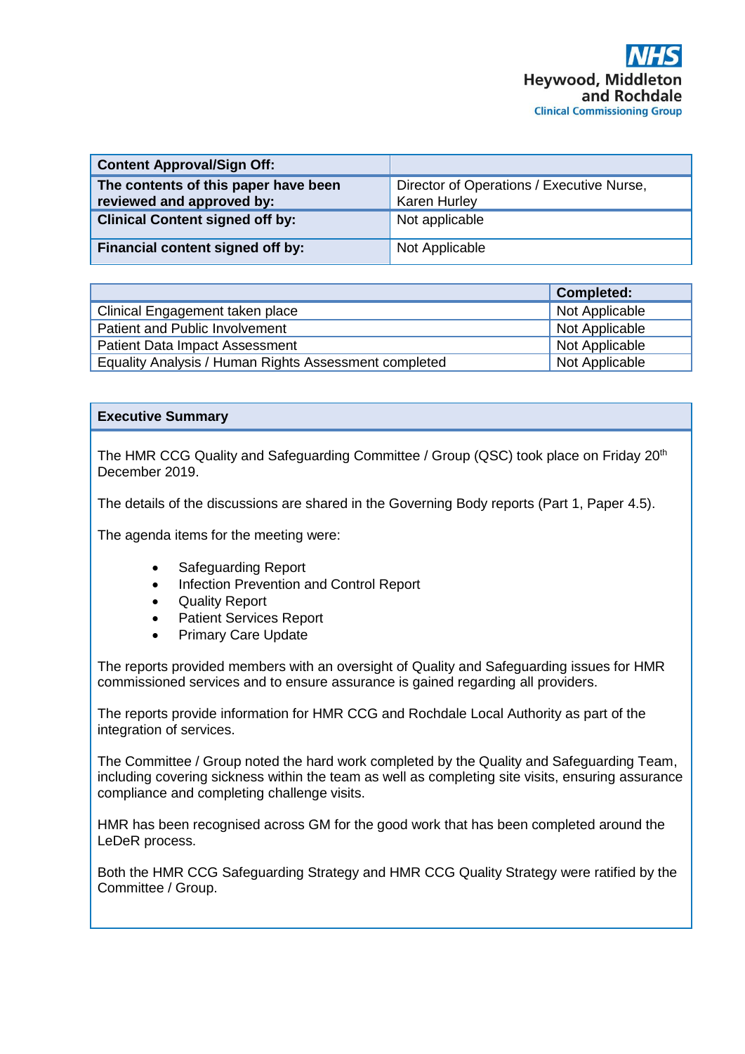**Heywood, Middleton and Rochdale**
**Clinical Commissioning Group**

| **Content Approval/Sign Off:** | |
|---|---|
| **The contents of this paper have been reviewed and approved by:** | Director of Operations / Executive Nurse, Karen Hurley |
| **Clinical Content signed off by:** | Not applicable |
| **Financial content signed off by:** | Not Applicable |

| | **Completed:** |
|---|---|
| Clinical Engagement taken place | Not Applicable |
| Patient and Public Involvement | Not Applicable |
| Patient Data Impact Assessment | Not Applicable |
| Equality Analysis / Human Rights Assessment completed | Not Applicable |

**Executive Summary**

The HMR CCG Quality and Safeguarding Committee / Group (QSC) took place on Friday 20th December 2019.

The details of the discussions are shared in the Governing Body reports (Part 1, Paper 4.5).

The agenda items for the meeting were:

- Safeguarding Report
- Infection Prevention and Control Report
- Quality Report
- Patient Services Report
- Primary Care Update

The reports provided members with an oversight of Quality and Safeguarding issues for HMR commissioned services and to ensure assurance is gained regarding all providers.

The reports provide information for HMR CCG and Rochdale Local Authority as part of the integration of services.

The Committee / Group noted the hard work completed by the Quality and Safeguarding Team, including covering sickness within the team as well as completing site visits, ensuring assurance compliance and completing challenge visits.

HMR has been recognised across GM for the good work that has been completed around the LeDeR process.

Both the HMR CCG Safeguarding Strategy and HMR CCG Quality Strategy were ratified by the Committee / Group.